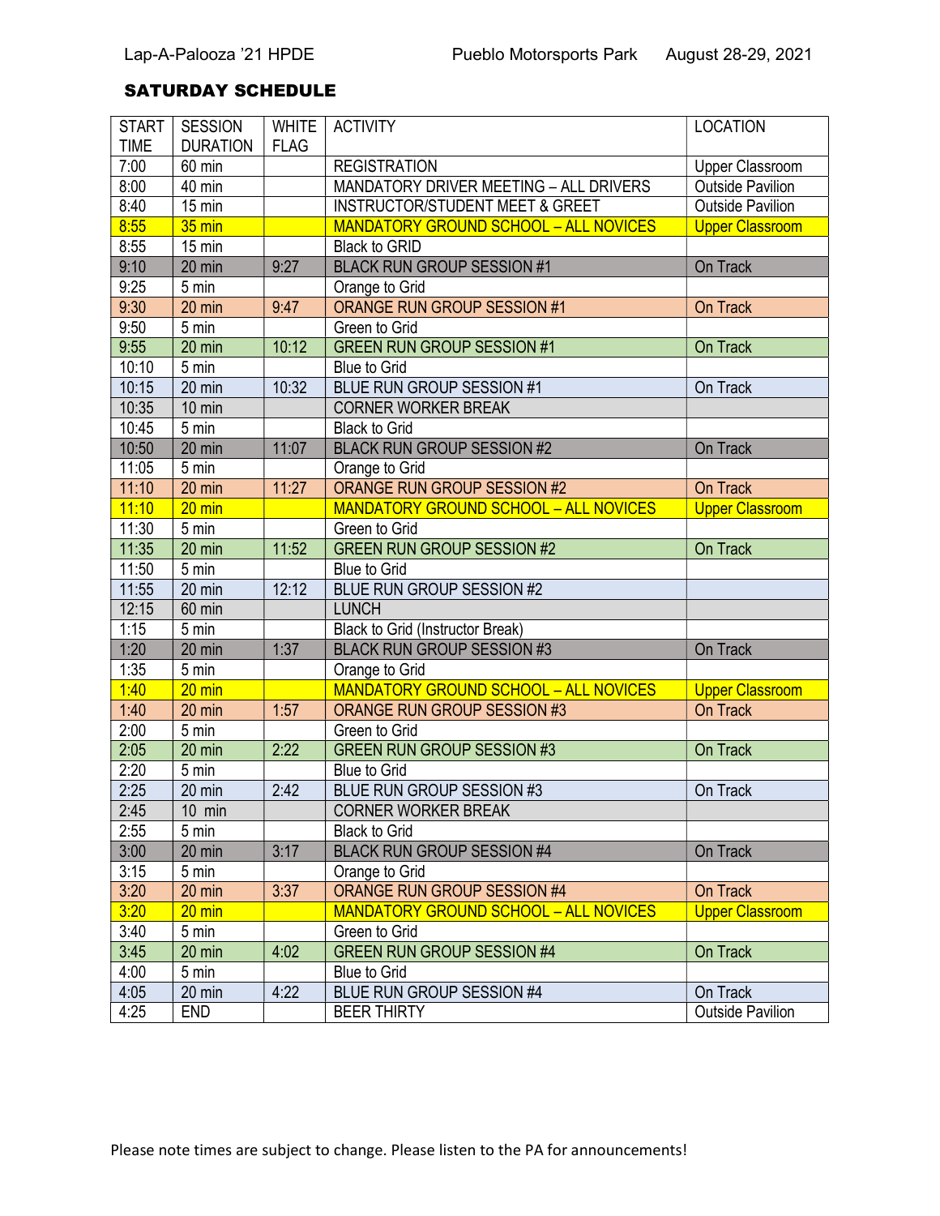Lap-A-Palooza '21 HPDE Pueblo Motorsports Park August 28-29, 2021

## SATURDAY SCHEDULE

| START TIME | SESSION DURATION | WHITE FLAG | ACTIVITY | LOCATION |
|---|---|---|---|---|
| 7:00 | 60 min | | REGISTRATION | Upper Classroom |
| 8:00 | 40 min | | MANDATORY DRIVER MEETING – ALL DRIVERS | Outside Pavilion |
| 8:40 | 15 min | | INSTRUCTOR/STUDENT MEET & GREET | Outside Pavilion |
| 8:55 | 35 min | | MANDATORY GROUND SCHOOL – ALL NOVICES | Upper Classroom |
| 8:55 | 15 min | | Black to GRID | |
| 9:10 | 20 min | 9:27 | BLACK RUN GROUP SESSION #1 | On Track |
| 9:25 | 5 min | | Orange to Grid | |
| 9:30 | 20 min | 9:47 | ORANGE RUN GROUP SESSION #1 | On Track |
| 9:50 | 5 min | | Green to Grid | |
| 9:55 | 20 min | 10:12 | GREEN RUN GROUP SESSION #1 | On Track |
| 10:10 | 5 min | | Blue to Grid | |
| 10:15 | 20 min | 10:32 | BLUE RUN GROUP SESSION #1 | On Track |
| 10:35 | 10 min | | CORNER WORKER BREAK | |
| 10:45 | 5 min | | Black to Grid | |
| 10:50 | 20 min | 11:07 | BLACK RUN GROUP SESSION #2 | On Track |
| 11:05 | 5 min | | Orange to Grid | |
| 11:10 | 20 min | 11:27 | ORANGE RUN GROUP SESSION #2 | On Track |
| 11:10 | 20 min | | MANDATORY GROUND SCHOOL – ALL NOVICES | Upper Classroom |
| 11:30 | 5 min | | Green to Grid | |
| 11:35 | 20 min | 11:52 | GREEN RUN GROUP SESSION #2 | On Track |
| 11:50 | 5 min | | Blue to Grid | |
| 11:55 | 20 min | 12:12 | BLUE RUN GROUP SESSION #2 | |
| 12:15 | 60 min | | LUNCH | |
| 1:15 | 5 min | | Black to Grid (Instructor Break) | |
| 1:20 | 20 min | 1:37 | BLACK RUN GROUP SESSION #3 | On Track |
| 1:35 | 5 min | | Orange to Grid | |
| 1:40 | 20 min | | MANDATORY GROUND SCHOOL – ALL NOVICES | Upper Classroom |
| 1:40 | 20 min | 1:57 | ORANGE RUN GROUP SESSION #3 | On Track |
| 2:00 | 5 min | | Green to Grid | |
| 2:05 | 20 min | 2:22 | GREEN RUN GROUP SESSION #3 | On Track |
| 2:20 | 5 min | | Blue to Grid | |
| 2:25 | 20 min | 2:42 | BLUE RUN GROUP SESSION #3 | On Track |
| 2:45 | 10 min | | CORNER WORKER BREAK | |
| 2:55 | 5 min | | Black to Grid | |
| 3:00 | 20 min | 3:17 | BLACK RUN GROUP SESSION #4 | On Track |
| 3:15 | 5 min | | Orange to Grid | |
| 3:20 | 20 min | 3:37 | ORANGE RUN GROUP SESSION #4 | On Track |
| 3:20 | 20 min | | MANDATORY GROUND SCHOOL – ALL NOVICES | Upper Classroom |
| 3:40 | 5 min | | Green to Grid | |
| 3:45 | 20 min | 4:02 | GREEN RUN GROUP SESSION #4 | On Track |
| 4:00 | 5 min | | Blue to Grid | |
| 4:05 | 20 min | 4:22 | BLUE RUN GROUP SESSION #4 | On Track |
| 4:25 | END | | BEER THIRTY | Outside Pavilion |

Please note times are subject to change. Please listen to the PA for announcements!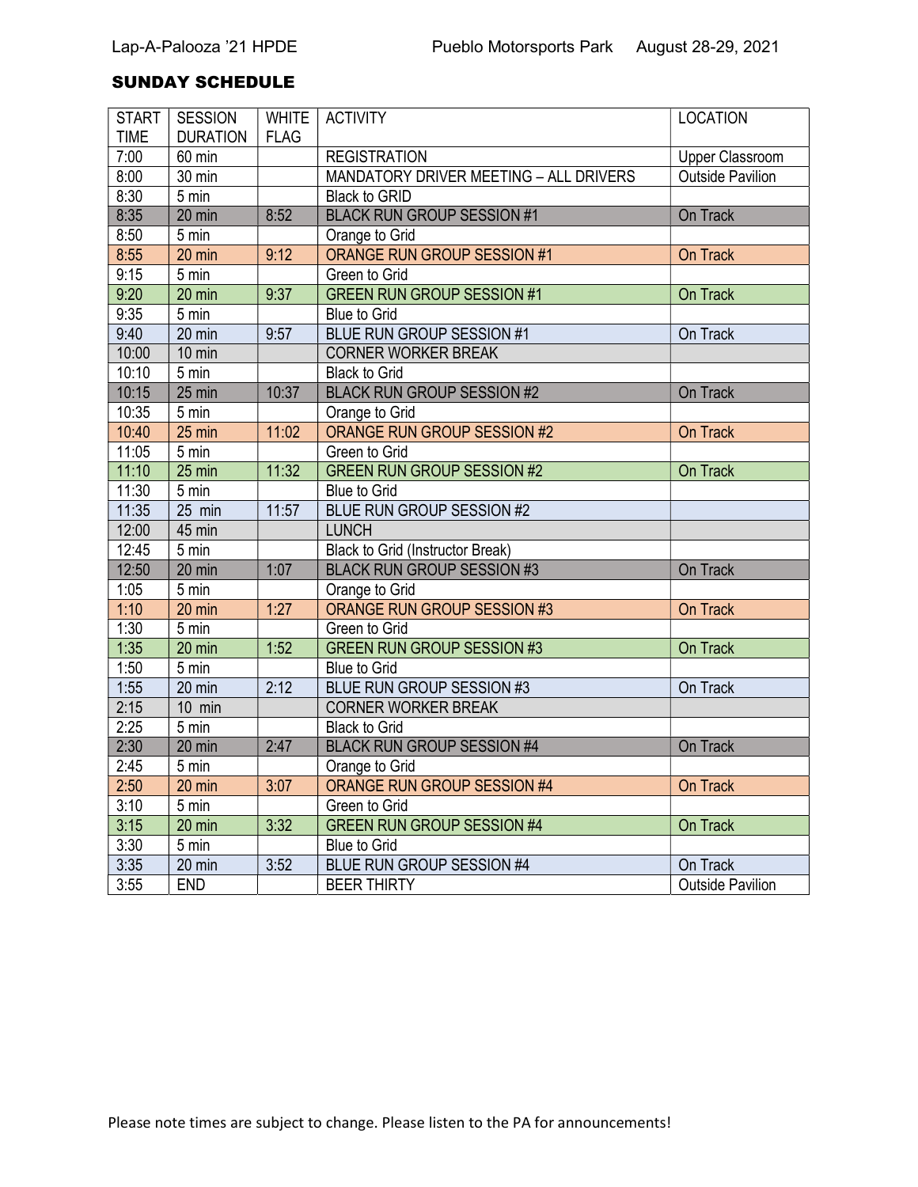## SUNDAY SCHEDULE

| START TIME | SESSION DURATION | WHITE FLAG | ACTIVITY | LOCATION |
|---|---|---|---|---|
| 7:00 | 60 min | | REGISTRATION | Upper Classroom |
| 8:00 | 30 min | | MANDATORY DRIVER MEETING – ALL DRIVERS | Outside Pavilion |
| 8:30 | 5 min | | Black to GRID | |
| 8:35 | 20 min | 8:52 | BLACK RUN GROUP SESSION #1 | On Track |
| 8:50 | 5 min | | Orange to Grid | |
| 8:55 | 20 min | 9:12 | ORANGE RUN GROUP SESSION #1 | On Track |
| 9:15 | 5 min | | Green to Grid | |
| 9:20 | 20 min | 9:37 | GREEN RUN GROUP SESSION #1 | On Track |
| 9:35 | 5 min | | Blue to Grid | |
| 9:40 | 20 min | 9:57 | BLUE RUN GROUP SESSION #1 | On Track |
| 10:00 | 10 min | | CORNER WORKER BREAK | |
| 10:10 | 5 min | | Black to Grid | |
| 10:15 | 25 min | 10:37 | BLACK RUN GROUP SESSION #2 | On Track |
| 10:35 | 5 min | | Orange to Grid | |
| 10:40 | 25 min | 11:02 | ORANGE RUN GROUP SESSION #2 | On Track |
| 11:05 | 5 min | | Green to Grid | |
| 11:10 | 25 min | 11:32 | GREEN RUN GROUP SESSION #2 | On Track |
| 11:30 | 5 min | | Blue to Grid | |
| 11:35 | 25 min | 11:57 | BLUE RUN GROUP SESSION #2 | |
| 12:00 | 45 min | | LUNCH | |
| 12:45 | 5 min | | Black to Grid (Instructor Break) | |
| 12:50 | 20 min | 1:07 | BLACK RUN GROUP SESSION #3 | On Track |
| 1:05 | 5 min | | Orange to Grid | |
| 1:10 | 20 min | 1:27 | ORANGE RUN GROUP SESSION #3 | On Track |
| 1:30 | 5 min | | Green to Grid | |
| 1:35 | 20 min | 1:52 | GREEN RUN GROUP SESSION #3 | On Track |
| 1:50 | 5 min | | Blue to Grid | |
| 1:55 | 20 min | 2:12 | BLUE RUN GROUP SESSION #3 | On Track |
| 2:15 | 10 min | | CORNER WORKER BREAK | |
| 2:25 | 5 min | | Black to Grid | |
| 2:30 | 20 min | 2:47 | BLACK RUN GROUP SESSION #4 | On Track |
| 2:45 | 5 min | | Orange to Grid | |
| 2:50 | 20 min | 3:07 | ORANGE RUN GROUP SESSION #4 | On Track |
| 3:10 | 5 min | | Green to Grid | |
| 3:15 | 20 min | 3:32 | GREEN RUN GROUP SESSION #4 | On Track |
| 3:30 | 5 min | | Blue to Grid | |
| 3:35 | 20 min | 3:52 | BLUE RUN GROUP SESSION #4 | On Track |
| 3:55 | END | | BEER THIRTY | Outside Pavilion |

Please note times are subject to change. Please listen to the PA for announcements!